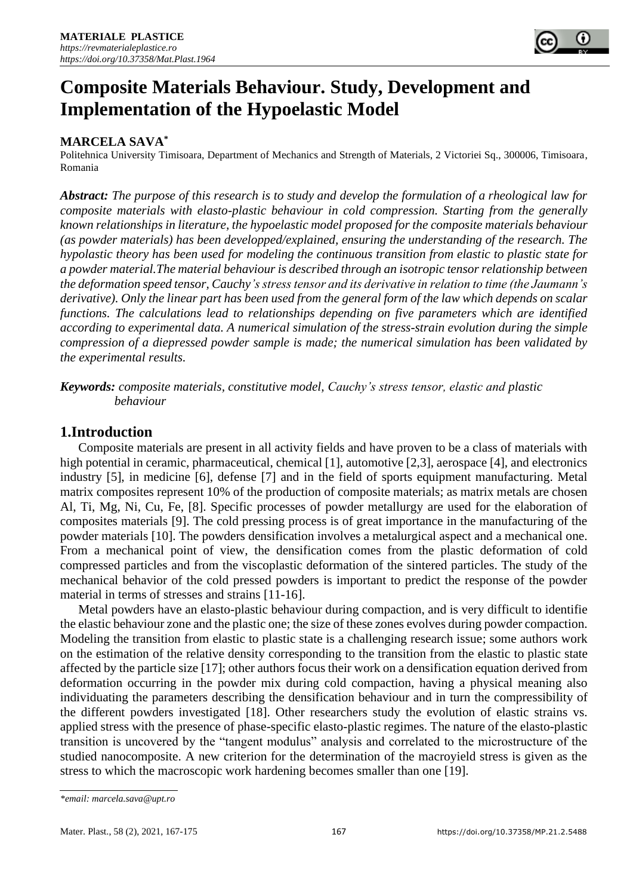# Composite Materials Behaviour. Study, Development and Implementation of the Hypoelastic Model

**MARCELA SAVA***

Politehnica University Timisoara, Department of Mechanics and Strength of Materials, 2 Victoriei Sq., 300006, Timisoara, Romania

***Abstract:*** *The purpose of this research is to study and develop the formulation of a rheological law for composite materials with elasto-plastic behaviour in cold compression. Starting from the generally known relationships in literature, the hypoelastic model proposed for the composite materials behaviour (as powder materials) has been developped/explained, ensuring the understanding of the research. The hypolastic theory has been used for modeling the continuous transition from elastic to plastic state for a powder material.The material behaviour is described through an isotropic tensor relationship between the deformation speed tensor, Cauchy's stress tensor and its derivative in relation to time (the Jaumann's derivative). Only the linear part has been used from the general form of the law which depends on scalar functions. The calculations lead to relationships depending on five parameters which are identified according to experimental data. A numerical simulation of the stress-strain evolution during the simple compression of a diepressed powder sample is made; the numerical simulation has been validated by the experimental results.*

***Keywords:*** *composite materials, constitutive model, Cauchy's stress tensor, elastic and plastic behaviour*

## 1.Introduction

Composite materials are present in all activity fields and have proven to be a class of materials with high potential in ceramic, pharmaceutical, chemical [1], automotive [2,3], aerospace [4], and electronics industry [5], in medicine [6], defense [7] and in the field of sports equipment manufacturing. Metal matrix composites represent 10% of the production of composite materials; as matrix metals are chosen Al, Ti, Mg, Ni, Cu, Fe, [8]. Specific processes of powder metallurgy are used for the elaboration of composites materials [9]. The cold pressing process is of great importance in the manufacturing of the powder materials [10]. The powders densification involves a metalurgical aspect and a mechanical one. From a mechanical point of view, the densification comes from the plastic deformation of cold compressed particles and from the viscoplastic deformation of the sintered particles. The study of the mechanical behavior of the cold pressed powders is important to predict the response of the powder material in terms of stresses and strains [11-16].

Metal powders have an elasto-plastic behaviour during compaction, and is very difficult to identifie the elastic behaviour zone and the plastic one; the size of these zones evolves during powder compaction. Modeling the transition from elastic to plastic state is a challenging research issue; some authors work on the estimation of the relative density corresponding to the transition from the elastic to plastic state affected by the particle size [17]; other authors focus their work on a densification equation derived from deformation occurring in the powder mix during cold compaction, having a physical meaning also individuating the parameters describing the densification behaviour and in turn the compressibility of the different powders investigated [18]. Other researchers study the evolution of elastic strains vs. applied stress with the presence of phase-specific elasto-plastic regimes. The nature of the elasto-plastic transition is uncovered by the "tangent modulus" analysis and correlated to the microstructure of the studied nanocomposite. A new criterion for the determination of the macroyield stress is given as the stress to which the macroscopic work hardening becomes smaller than one [19].

---

*\*email: marcela.sava@upt.ro*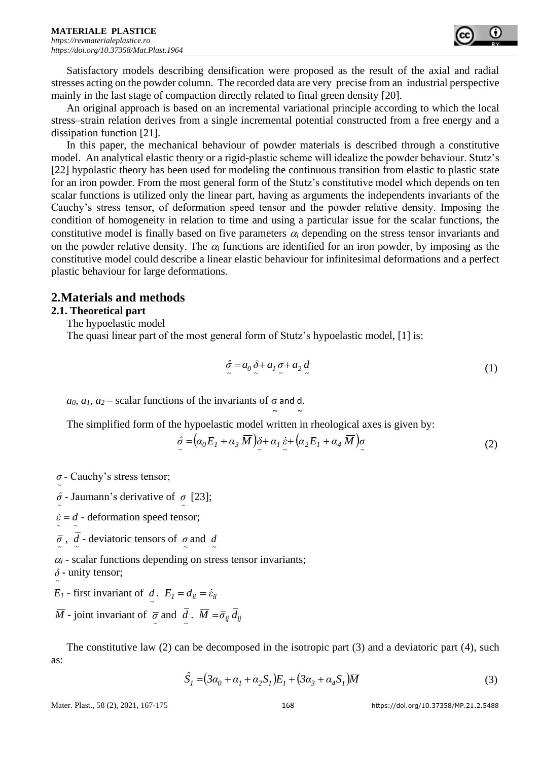Satisfactory models describing densification were proposed as the result of the axial and radial stresses acting on the powder column. The recorded data are very precise from an industrial perspective mainly in the last stage of compaction directly related to final green density [20].

An original approach is based on an incremental variational principle according to which the local stress–strain relation derives from a single incremental potential constructed from a free energy and a dissipation function [21].

In this paper, the mechanical behaviour of powder materials is described through a constitutive model. An analytical elastic theory or a rigid-plastic scheme will idealize the powder behaviour. Stutz's [22] hypolastic theory has been used for modeling the continuous transition from elastic to plastic state for an iron powder. From the most general form of the Stutz's constitutive model which depends on ten scalar functions is utilized only the linear part, having as arguments the independents invariants of the Cauchy's stress tensor, of deformation speed tensor and the powder relative density. Imposing the condition of homogeneity in relation to time and using a particular issue for the scalar functions, the constitutive model is finally based on five parameters $\alpha_i$ depending on the stress tensor invariants and on the powder relative density. The $\alpha_i$ functions are identified for an iron powder, by imposing as the constitutive model could describe a linear elastic behaviour for infinitesimal deformations and a perfect plastic behaviour for large deformations.

## 2.Materials and methods

### 2.1. Theoretical part

The hypoelastic model

The quasi linear part of the most general form of Stutz's hypoelastic model, [1] is:

$$\hat{\underset{\sim}{\sigma}} = a_0 \underset{\sim}{\delta} + a_1 \underset{\sim}{\sigma} + a_2 \underset{\sim}{d} \tag{1}$$

$a_0$, $a_1$, $a_2$ – scalar functions of the invariants of $\underset{\sim}{\sigma}$ and $\underset{\sim}{d}$.

The simplified form of the hypoelastic model written in rheological axes is given by:

$$\hat{\underset{\sim}{\sigma}} = \left(\alpha_0 E_1 + \alpha_3 \overline{M}\right)\underset{\sim}{\delta} + \alpha_1 \dot{\underset{\sim}{\varepsilon}} + \left(\alpha_2 E_1 + \alpha_4 \overline{M}\right)\underset{\sim}{\sigma} \tag{2}$$

$\underset{\sim}{\sigma}$ - Cauchy's stress tensor;

$\hat{\underset{\sim}{\sigma}}$ - Jaumann's derivative of $\underset{\sim}{\sigma}$ [23];

$\dot{\underset{\sim}{\varepsilon}} = \underset{\sim}{d}$ - deformation speed tensor;

$\underset{\sim}{\bar{\sigma}}$, $\underset{\sim}{\bar{d}}$ - deviatoric tensors of $\underset{\sim}{\sigma}$ and $\underset{\sim}{d}$

$\alpha_i$ - scalar functions depending on stress tensor invariants;

$\underset{\sim}{\delta}$ - unity tensor;

$E_1$ - first invariant of $\underset{\sim}{d}$. $E_1 = d_{ii} = \dot{\varepsilon}_{ii}$

$\overline{M}$ - joint invariant of $\underset{\sim}{\bar{\sigma}}$ and $\underset{\sim}{\bar{d}}$. $\overline{M} = \bar{\sigma}_{ij}\, \bar{d}_{ij}$

The constitutive law (2) can be decomposed in the isotropic part (3) and a deviatoric part (4), such as:

$$\hat{S}_1 = \left(3\alpha_0 + \alpha_1 + \alpha_2 S_1\right)E_1 + \left(3\alpha_3 + \alpha_4 S_1\right)\overline{M} \tag{3}$$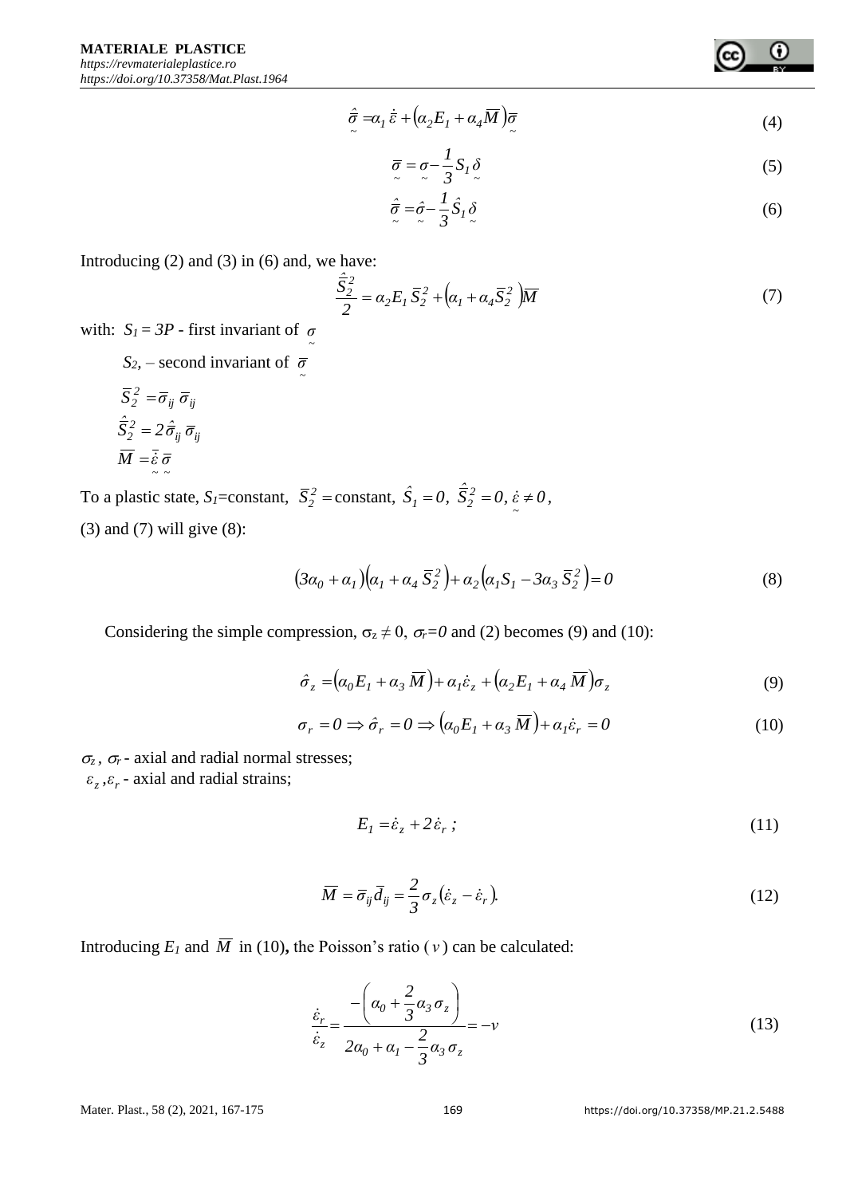$$\hat{\bar{\sigma}} = \alpha_1 \dot{\bar{\varepsilon}} + \left(\alpha_2 E_1 + \alpha_4 \overline{M}\right) \bar{\sigma} \tag{4}$$

$$\bar{\sigma} = \sigma - \frac{1}{3} S_1 \delta \tag{5}$$

$$\hat{\bar{\sigma}} = \hat{\sigma} - \frac{1}{3} \hat{S}_1 \delta \tag{6}$$

Introducing (2) and (3) in (6) and, we have:

$$\frac{\hat{\bar{S}}_2^2}{2} = \alpha_2 E_1 \bar{S}_2^2 + \left(\alpha_1 + \alpha_4 \bar{S}_2^2\right) \overline{M} \tag{7}$$

with: $S_1 = 3P$ - first invariant of $\sigma$

$S_2$, – second invariant of $\bar{\sigma}$

$\bar{S}_2^2 = \bar{\sigma}_{ij} \, \bar{\sigma}_{ij}$

$\hat{\bar{S}}_2^2 = 2 \hat{\bar{\sigma}}_{ij} \, \bar{\sigma}_{ij}$

$\overline{M} = \dot{\bar{\varepsilon}} \, \bar{\sigma}$

To a plastic state, $S_1$=constant, $\bar{S}_2^2 =$ constant, $\hat{S}_1 = 0$, $\hat{\bar{S}}_2^2 = 0$, $\dot{\varepsilon} \neq 0$,

(3) and (7) will give (8):

$$\left(3\alpha_0 + \alpha_1\right)\left(\alpha_1 + \alpha_4 \bar{S}_2^2\right) + \alpha_2 \left(\alpha_1 S_1 - 3\alpha_3 \bar{S}_2^2\right) = 0 \tag{8}$$

Considering the simple compression, $\sigma_z \neq 0$, $\sigma_r = 0$ and (2) becomes (9) and (10):

$$\hat{\sigma}_z = \left(\alpha_0 E_1 + \alpha_3 \overline{M}\right) + \alpha_1 \dot{\varepsilon}_z + \left(\alpha_2 E_1 + \alpha_4 \overline{M}\right) \sigma_z \tag{9}$$

$$\sigma_r = 0 \Rightarrow \hat{\sigma}_r = 0 \Rightarrow \left(\alpha_0 E_1 + \alpha_3 \overline{M}\right) + \alpha_1 \dot{\varepsilon}_r = 0 \tag{10}$$

$\sigma_z$, $\sigma_r$ - axial and radial normal stresses;

$\varepsilon_z, \varepsilon_r$ - axial and radial strains;

$$E_1 = \dot{\varepsilon}_z + 2\dot{\varepsilon}_r \, ; \tag{11}$$

$$\overline{M} = \bar{\sigma}_{ij} \bar{d}_{ij} = \frac{2}{3} \sigma_z \left(\dot{\varepsilon}_z - \dot{\varepsilon}_r\right). \tag{12}$$

Introducing $E_1$ and $\overline{M}$ in (10), the Poisson's ratio ($v$) can be calculated:

$$\frac{\dot{\varepsilon}_r}{\dot{\varepsilon}_z} = \frac{-\left(\alpha_0 + \frac{2}{3}\alpha_3 \sigma_z\right)}{2\alpha_0 + \alpha_1 - \frac{2}{3}\alpha_3 \sigma_z} = -v \tag{13}$$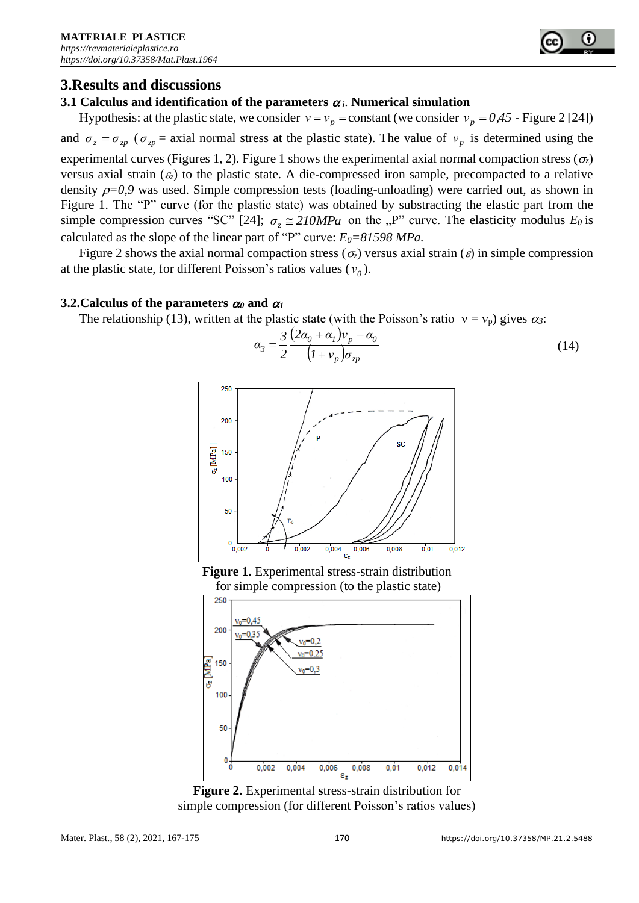## 3.Results and discussions

### 3.1 Calculus and identification of the parameters $\alpha_i$. Numerical simulation

Hypothesis: at the plastic state, we consider $\nu = \nu_p =$ constant (we consider $\nu_p = 0{,}45$ - Figure 2 [24]) and $\sigma_z = \sigma_{zp}$ ($\sigma_{zp}$ = axial normal stress at the plastic state). The value of $\nu_p$ is determined using the experimental curves (Figures 1, 2). Figure 1 shows the experimental axial normal compaction stress ($\sigma_z$) versus axial strain ($\varepsilon_z$) to the plastic state. A die-compressed iron sample, precompacted to a relative density $\rho = 0{,}9$ was used. Simple compression tests (loading-unloading) were carried out, as shown in Figure 1. The "P" curve (for the plastic state) was obtained by substracting the elastic part from the simple compression curves "SC" [24]; $\sigma_z \cong 210 MPa$ on the „P" curve. The elasticity modulus $E_0$ is calculated as the slope of the linear part of "P" curve: $E_0 = 81598\ MPa$.

Figure 2 shows the axial normal compaction stress ($\sigma_z$) versus axial strain ($\varepsilon$) in simple compression at the plastic state, for different Poisson's ratios values ($\nu_0$).

### 3.2.Calculus of the parameters $\alpha_0$ and $\alpha_1$

The relationship (13), written at the plastic state (with the Poisson's ratio $\nu = \nu_p$) gives $\alpha_3$:

$$\alpha_3 = \frac{3}{2}\frac{(2\alpha_0 + \alpha_1)\nu_p - \alpha_0}{(1 + \nu_p)\sigma_{zp}} \tag{14}$$

**Figure 1.** Experimental **s**tress-strain distribution for simple compression (to the plastic state)

**Figure 2.** Experimental **s**tress-strain distribution for simple compression (for different Poisson's ratios values)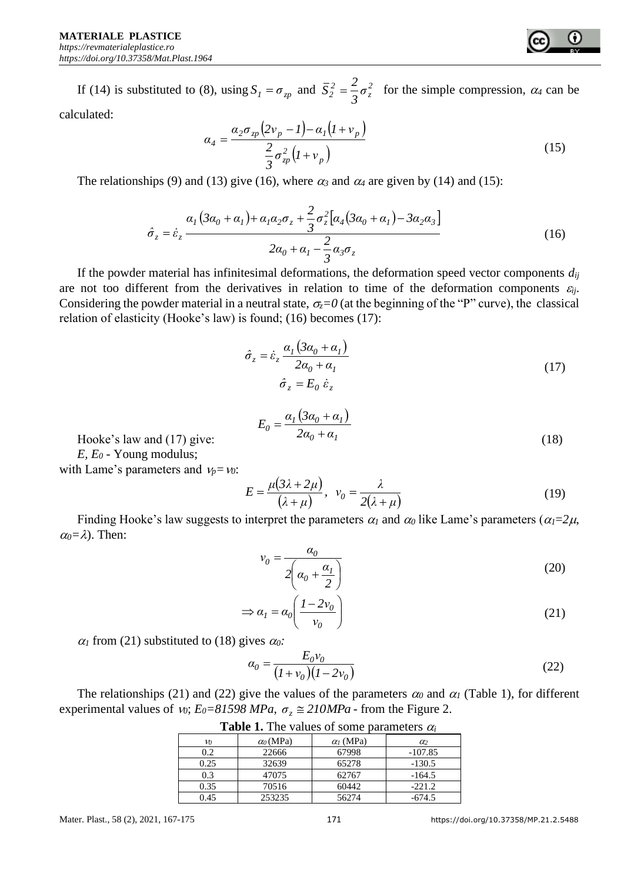If (14) is substituted to (8), using $S_1 = \sigma_{zp}$ and $\bar{S}_2^2 = \frac{2}{3}\sigma_z^2$ for the simple compression, $\alpha_4$ can be calculated:

$$\alpha_4 = \frac{\alpha_2 \sigma_{zp}\left(2v_p - 1\right) - \alpha_1\left(1 + v_p\right)}{\frac{2}{3}\sigma_{zp}^2\left(1 + v_p\right)} \tag{15}$$

The relationships (9) and (13) give (16), where $\alpha_3$ and $\alpha_4$ are given by (14) and (15):

$$\hat{\sigma}_z = \dot{\varepsilon}_z \frac{\alpha_1\left(3\alpha_0 + \alpha_1\right) + \alpha_1\alpha_2\sigma_z + \frac{2}{3}\sigma_z^2\left[\alpha_4\left(3\alpha_0 + \alpha_1\right) - 3\alpha_2\alpha_3\right]}{2\alpha_0 + \alpha_1 - \frac{2}{3}\alpha_3\sigma_z} \tag{16}$$

If the powder material has infinitesimal deformations, the deformation speed vector components $d_{ij}$ are not too different from the derivatives in relation to time of the deformation components $\varepsilon_{ij}$. Considering the powder material in a neutral state, $\sigma_z=0$ (at the beginning of the "P" curve), the classical relation of elasticity (Hooke's law) is found; (16) becomes (17):

$$\hat{\sigma}_z = \dot{\varepsilon}_z \frac{\alpha_1\left(3\alpha_0 + \alpha_1\right)}{2\alpha_0 + \alpha_1}$$
$$\hat{\sigma}_z = E_0\, \dot{\varepsilon}_z \tag{17}$$

Hooke's law and (17) give:

$$E_0 = \frac{\alpha_1\left(3\alpha_0 + \alpha_1\right)}{2\alpha_0 + \alpha_1} \tag{18}$$

$E$, $E_0$ - Young modulus;
with Lame's parameters and $v_p = v_0$:

$$E = \frac{\mu\left(3\lambda + 2\mu\right)}{\left(\lambda + \mu\right)}, \quad v_0 = \frac{\lambda}{2\left(\lambda + \mu\right)} \tag{19}$$

Finding Hooke's law suggests to interpret the parameters $\alpha_1$ and $\alpha_0$ like Lame's parameters ($\alpha_1=2\mu$, $\alpha_0=\lambda$). Then:

$$v_0 = \frac{\alpha_0}{2\left(\alpha_0 + \frac{\alpha_1}{2}\right)} \tag{20}$$

$$\Rightarrow \alpha_1 = \alpha_0\left(\frac{1 - 2v_0}{v_0}\right) \tag{21}$$

$\alpha_1$ from (21) substituted to (18) gives $\alpha_0$:

$$\alpha_0 = \frac{E_0 v_0}{\left(1 + v_0\right)\left(1 - 2v_0\right)} \tag{22}$$

The relationships (21) and (22) give the values of the parameters $\alpha_0$ and $\alpha_1$ (Table 1), for different experimental values of $v_0$; $E_0=81598\ MPa$, $\sigma_z \cong 210MPa$ - from the Figure 2.

**Table 1.** The values of some parameters $\alpha_i$

| $v_0$ | $\alpha_0$ (MPa) | $\alpha_1$ (MPa) | $\alpha_2$ |
|---|---|---|---|
| 0.2 | 22666 | 67998 | -107.85 |
| 0.25 | 32639 | 65278 | -130.5 |
| 0.3 | 47075 | 62767 | -164.5 |
| 0.35 | 70516 | 60442 | -221.2 |
| 0.45 | 253235 | 56274 | -674.5 |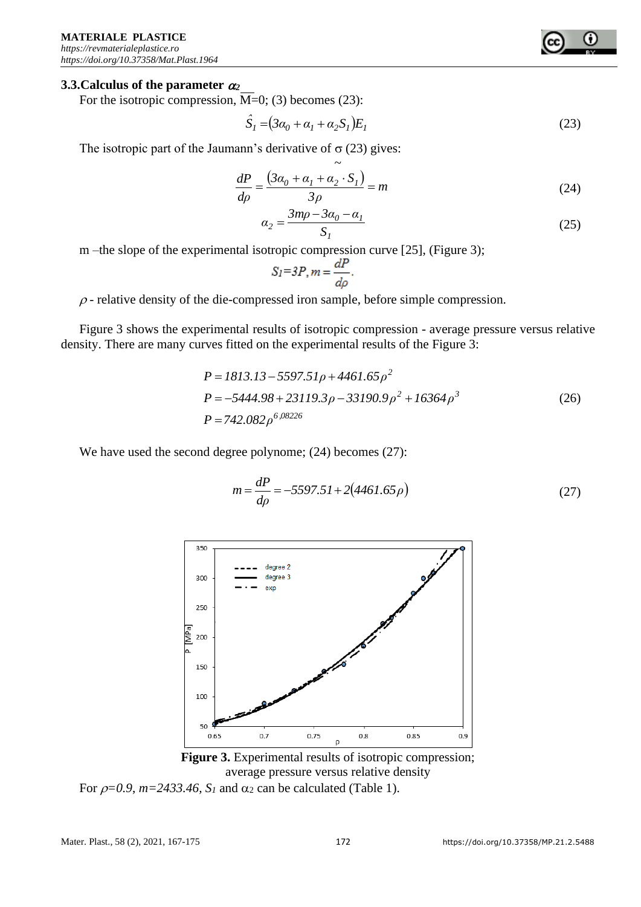### 3.3. Calculus of the parameter $\alpha_2$

For the isotropic compression, $\overline{M}$=0; (3) becomes (23):

$$\hat{S}_1 = (3\alpha_0 + \alpha_1 + \alpha_2 S_1) E_1 \tag{23}$$

The isotropic part of the Jaumann's derivative of $\underset{\sim}{\sigma}$ (23) gives:

$$\frac{dP}{d\rho} = \frac{(3\alpha_0 + \alpha_1 + \alpha_2 \cdot S_1)}{3\rho} = m \tag{24}$$

$$\alpha_2 = \frac{3m\rho - 3\alpha_0 - \alpha_1}{S_1} \tag{25}$$

m –the slope of the experimental isotropic compression curve [25], (Figure 3);

$$S_1 = 3P, m = \frac{dP}{d\rho}.$$

$\rho$ - relative density of the die-compressed iron sample, before simple compression.

Figure 3 shows the experimental results of isotropic compression - average pressure versus relative density. There are many curves fitted on the experimental results of the Figure 3:

$$\begin{aligned} P &= 1813.13 - 5597.51\rho + 4461.65\rho^2 \\ P &= -5444.98 + 23119.3\rho - 33190.9\rho^2 + 16364\rho^3 \\ P &= 742.082\rho^{6,08226} \end{aligned} \tag{26}$$

We have used the second degree polynome; (24) becomes (27):

$$m = \frac{dP}{d\rho} = -5597.51 + 2(4461.65\rho) \tag{27}$$

**Figure 3.** Experimental results of isotropic compression; average pressure versus relative density

For $\rho=0.9$, $m=2433.46$, $S_1$ and $\alpha_2$ can be calculated (Table 1).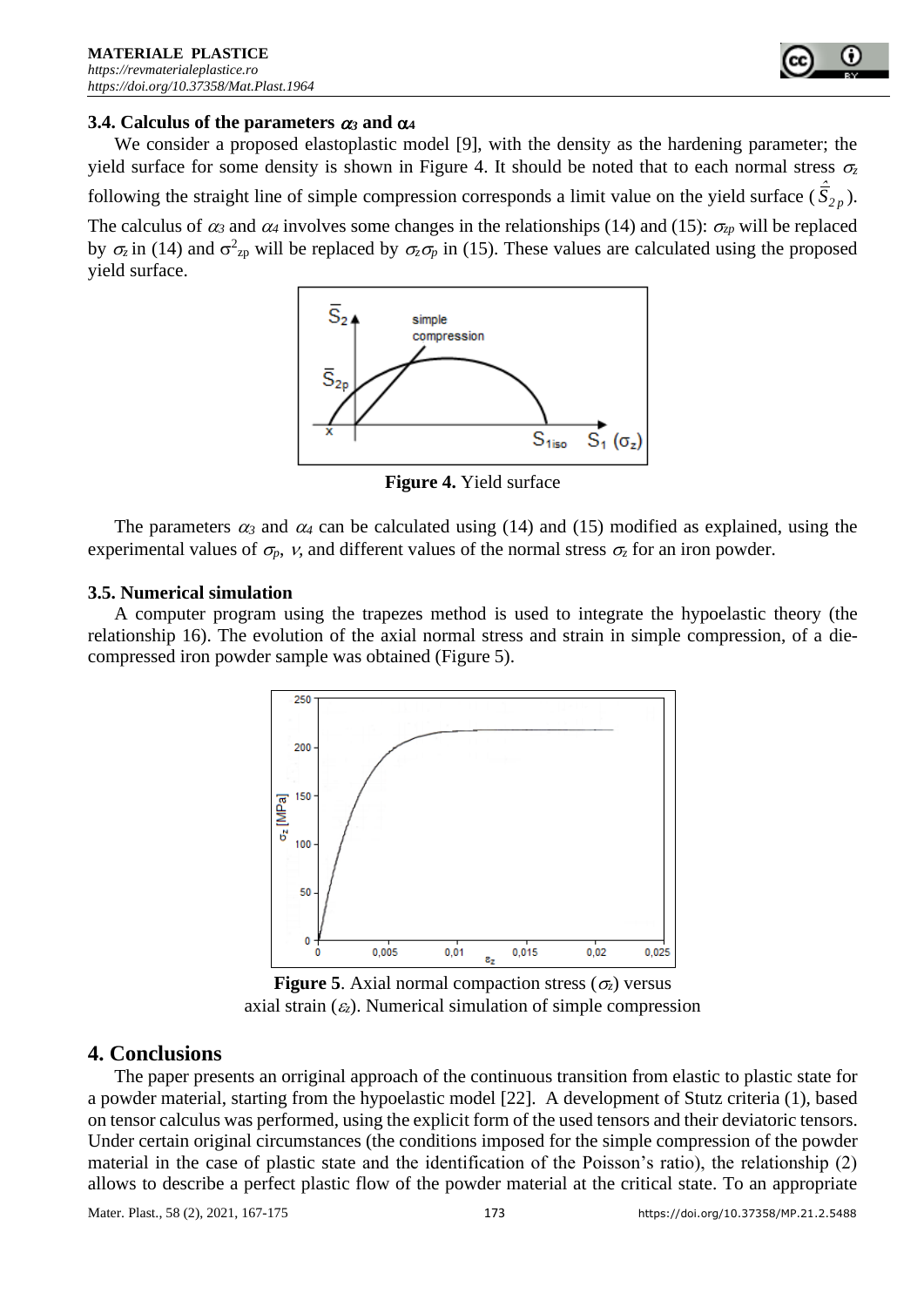### 3.4. Calculus of the parameters $\alpha_3$ and $\alpha_4$

We consider a proposed elastoplastic model [9], with the density as the hardening parameter; the yield surface for some density is shown in Figure 4. It should be noted that to each normal stress $\sigma_z$ following the straight line of simple compression corresponds a limit value on the yield surface ($\hat{\bar{S}}_{2p}$). The calculus of $\alpha_3$ and $\alpha_4$ involves some changes in the relationships (14) and (15): $\sigma_{zp}$ will be replaced by $\sigma_z$ in (14) and $\sigma^2_{zp}$ will be replaced by $\sigma_z\sigma_p$ in (15). These values are calculated using the proposed yield surface.

**Figure 4.** Yield surface

The parameters $\alpha_3$ and $\alpha_4$ can be calculated using (14) and (15) modified as explained, using the experimental values of $\sigma_p$, $\nu$, and different values of the normal stress $\sigma_z$ for an iron powder.

### 3.5. Numerical simulation

A computer program using the trapezes method is used to integrate the hypoelastic theory (the relationship 16). The evolution of the axial normal stress and strain in simple compression, of a die-compressed iron powder sample was obtained (Figure 5).

**Figure 5**. Axial normal compaction stress ($\sigma_z$) versus axial strain ($\varepsilon_z$). Numerical simulation of simple compression

## 4. Conclusions

The paper presents an orriginal approach of the continuous transition from elastic to plastic state for a powder material, starting from the hypoelastic model [22]. A development of Stutz criteria (1), based on tensor calculus was performed, using the explicit form of the used tensors and their deviatoric tensors. Under certain original circumstances (the conditions imposed for the simple compression of the powder material in the case of plastic state and the identification of the Poisson's ratio), the relationship (2) allows to describe a perfect plastic flow of the powder material at the critical state. To an appropriate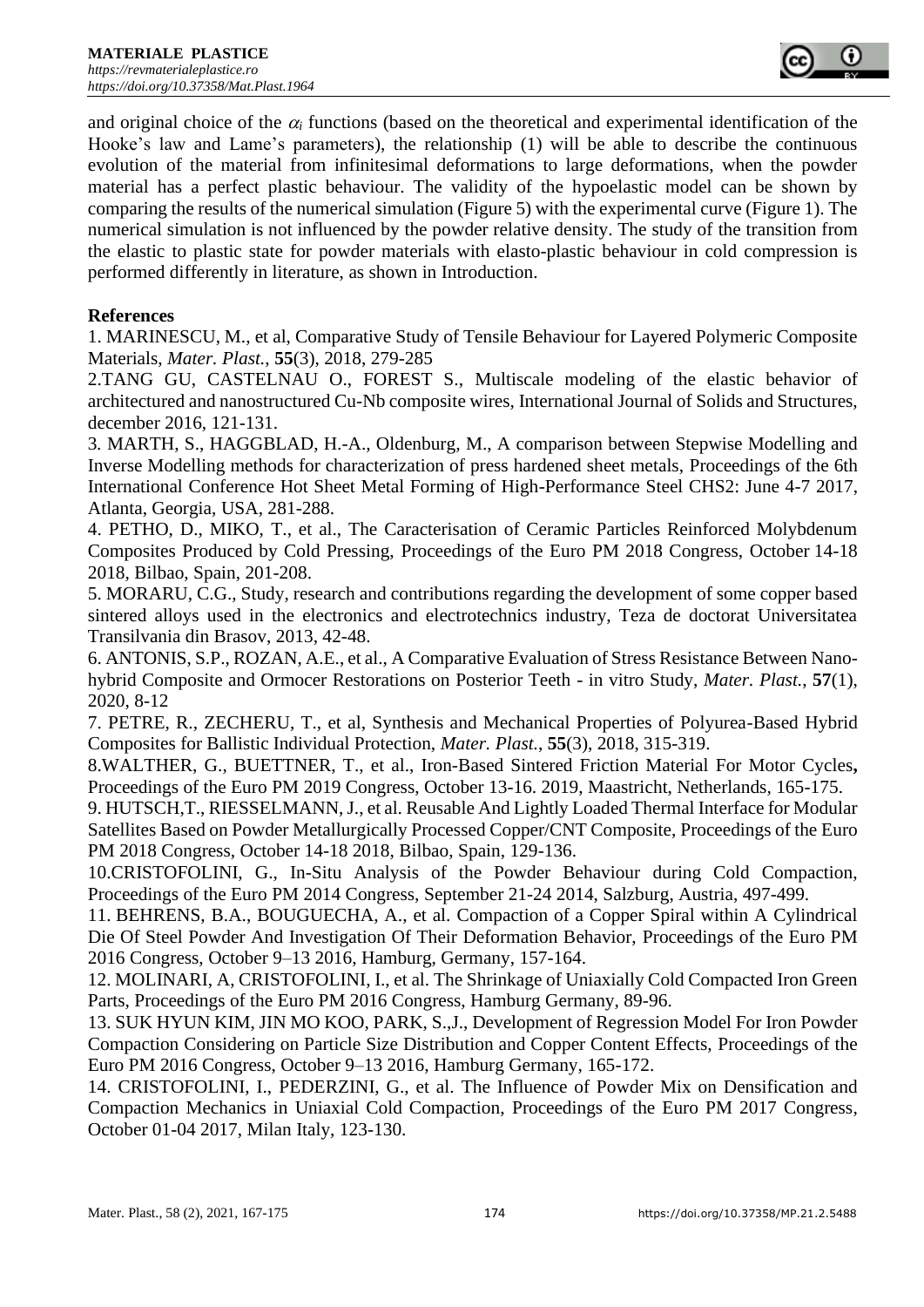and original choice of the $\alpha_i$ functions (based on the theoretical and experimental identification of the Hooke's law and Lame's parameters), the relationship (1) will be able to describe the continuous evolution of the material from infinitesimal deformations to large deformations, when the powder material has a perfect plastic behaviour. The validity of the hypoelastic model can be shown by comparing the results of the numerical simulation (Figure 5) with the experimental curve (Figure 1). The numerical simulation is not influenced by the powder relative density. The study of the transition from the elastic to plastic state for powder materials with elasto-plastic behaviour in cold compression is performed differently in literature, as shown in Introduction.

## References

1. MARINESCU, M., et al, Comparative Study of Tensile Behaviour for Layered Polymeric Composite Materials, *Mater. Plast.*, **55**(3), 2018, 279-285
2. TANG GU, CASTELNAU O., FOREST S., Multiscale modeling of the elastic behavior of architectured and nanostructured Cu-Nb composite wires, International Journal of Solids and Structures, december 2016, 121-131.
3. MARTH, S., HAGGBLAD, H.-A., Oldenburg, M., A comparison between Stepwise Modelling and Inverse Modelling methods for characterization of press hardened sheet metals, Proceedings of the 6th International Conference Hot Sheet Metal Forming of High-Performance Steel CHS2: June 4-7 2017, Atlanta, Georgia, USA, 281-288.
4. PETHO, D., MIKO, T., et al., The Caracterisation of Ceramic Particles Reinforced Molybdenum Composites Produced by Cold Pressing, Proceedings of the Euro PM 2018 Congress, October 14-18 2018, Bilbao, Spain, 201-208.
5. MORARU, C.G., Study, research and contributions regarding the development of some copper based sintered alloys used in the electronics and electrotechnics industry, Teza de doctorat Universitatea Transilvania din Brasov, 2013, 42-48.
6. ANTONIS, S.P., ROZAN, A.E., et al., A Comparative Evaluation of Stress Resistance Between Nano-hybrid Composite and Ormocer Restorations on Posterior Teeth - in vitro Study, *Mater. Plast.*, **57**(1), 2020, 8-12
7. PETRE, R., ZECHERU, T., et al, Synthesis and Mechanical Properties of Polyurea-Based Hybrid Composites for Ballistic Individual Protection, *Mater. Plast.*, **55**(3), 2018, 315-319.
8. WALTHER, G., BUETTNER, T., et al., Iron-Based Sintered Friction Material For Motor Cycles**,** Proceedings of the Euro PM 2019 Congress, October 13-16. 2019, Maastricht, Netherlands, 165-175.
9. HUTSCH,T., RIESSELMANN, J., et al. Reusable And Lightly Loaded Thermal Interface for Modular Satellites Based on Powder Metallurgically Processed Copper/CNT Composite, Proceedings of the Euro PM 2018 Congress, October 14-18 2018, Bilbao, Spain, 129-136.
10. CRISTOFOLINI, G., In-Situ Analysis of the Powder Behaviour during Cold Compaction, Proceedings of the Euro PM 2014 Congress, September 21-24 2014, Salzburg, Austria, 497-499.
11. BEHRENS, B.A., BOUGUECHA, A., et al. Compaction of a Copper Spiral within A Cylindrical Die Of Steel Powder And Investigation Of Their Deformation Behavior, Proceedings of the Euro PM 2016 Congress, October 9–13 2016, Hamburg, Germany, 157-164.
12. MOLINARI, A, CRISTOFOLINI, I., et al. The Shrinkage of Uniaxially Cold Compacted Iron Green Parts, Proceedings of the Euro PM 2016 Congress, Hamburg Germany, 89-96.
13. SUK HYUN KIM, JIN MO KOO, PARK, S.,J., Development of Regression Model For Iron Powder Compaction Considering on Particle Size Distribution and Copper Content Effects, Proceedings of the Euro PM 2016 Congress, October 9–13 2016, Hamburg Germany, 165-172.
14. CRISTOFOLINI, I., PEDERZINI, G., et al. The Influence of Powder Mix on Densification and Compaction Mechanics in Uniaxial Cold Compaction, Proceedings of the Euro PM 2017 Congress, October 01-04 2017, Milan Italy, 123-130.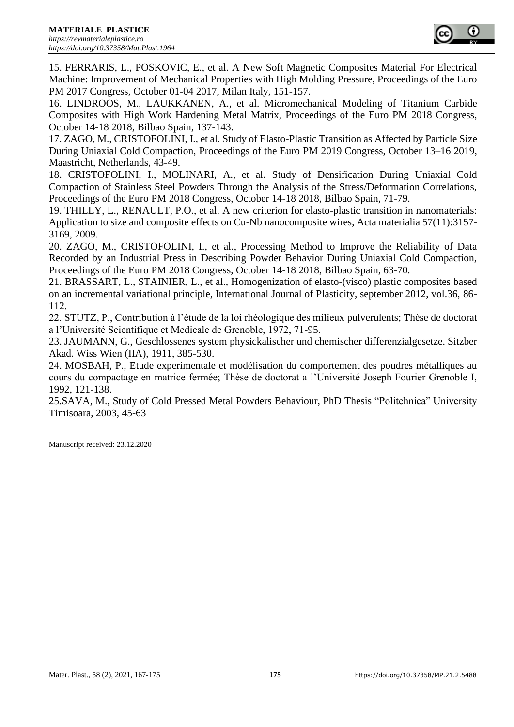15. FERRARIS, L., POSKOVIC, E., et al. A New Soft Magnetic Composites Material For Electrical Machine: Improvement of Mechanical Properties with High Molding Pressure, Proceedings of the Euro PM 2017 Congress, October 01-04 2017, Milan Italy, 151-157.

16. LINDROOS, M., LAUKKANEN, A., et al. Micromechanical Modeling of Titanium Carbide Composites with High Work Hardening Metal Matrix, Proceedings of the Euro PM 2018 Congress, October 14-18 2018, Bilbao Spain, 137-143.

17. ZAGO, M., CRISTOFOLINI, I., et al. Study of Elasto-Plastic Transition as Affected by Particle Size During Uniaxial Cold Compaction, Proceedings of the Euro PM 2019 Congress, October 13–16 2019, Maastricht, Netherlands, 43-49.

18. CRISTOFOLINI, I., MOLINARI, A., et al. Study of Densification During Uniaxial Cold Compaction of Stainless Steel Powders Through the Analysis of the Stress/Deformation Correlations, Proceedings of the Euro PM 2018 Congress, October 14-18 2018, Bilbao Spain, 71-79.

19. THILLY, L., RENAULT, P.O., et al. A new criterion for elasto-plastic transition in nanomaterials: Application to size and composite effects on Cu-Nb nanocomposite wires, Acta materialia 57(11):3157-3169, 2009.

20. ZAGO, M., CRISTOFOLINI, I., et al., Processing Method to Improve the Reliability of Data Recorded by an Industrial Press in Describing Powder Behavior During Uniaxial Cold Compaction, Proceedings of the Euro PM 2018 Congress, October 14-18 2018, Bilbao Spain, 63-70.

21. BRASSART, L., STAINIER, L., et al., Homogenization of elasto-(visco) plastic composites based on an incremental variational principle, International Journal of Plasticity, september 2012, vol.36, 86-112.

22. STUTZ, P., Contribution à l'étude de la loi rhéologique des milieux pulverulents; Thèse de doctorat a l'Université Scientifique et Medicale de Grenoble, 1972, 71-95.

23. JAUMANN, G., Geschlossenes system physickalischer und chemischer differenzialgesetze. Sitzber Akad. Wiss Wien (IIA), 1911, 385-530.

24. MOSBAH, P., Etude experimentale et modélisation du comportement des poudres métalliques au cours du compactage en matrice fermée; Thèse de doctorat a l'Université Joseph Fourier Grenoble I, 1992, 121-138.

25.SAVA, M., Study of Cold Pressed Metal Powders Behaviour, PhD Thesis "Politehnica" University Timisoara, 2003, 45-63

Manuscript received: 23.12.2020